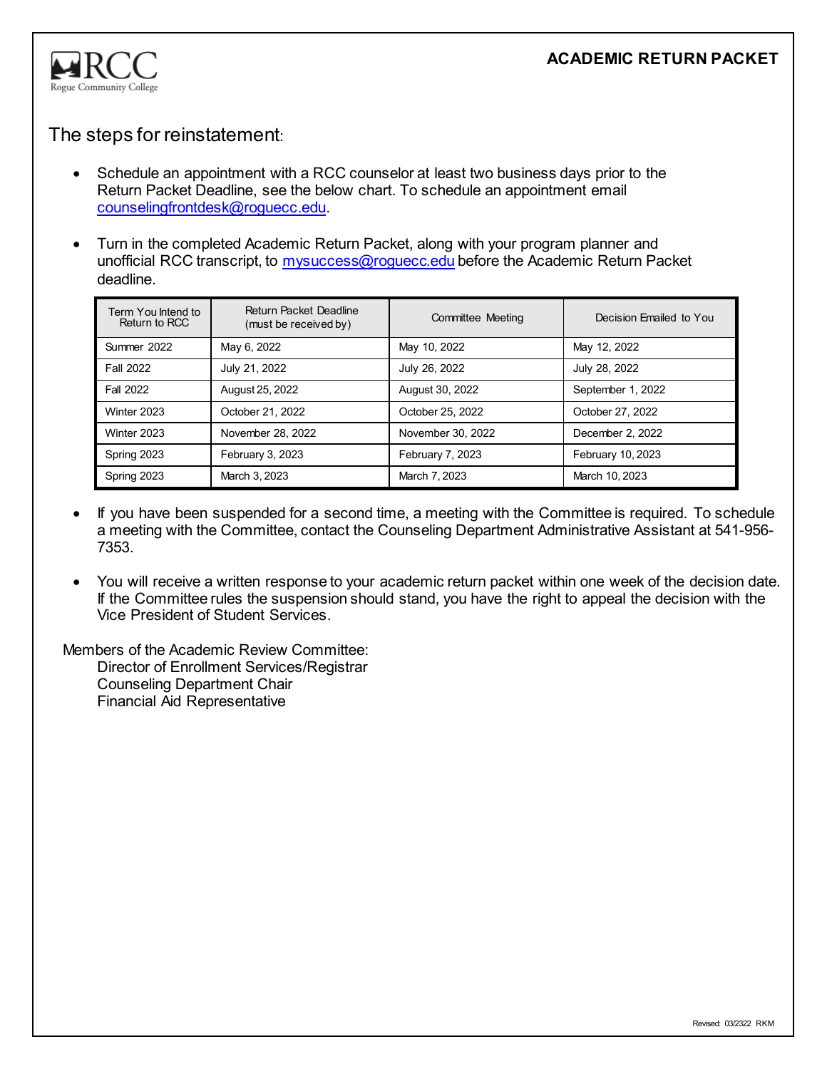# ACADEMIC RETURN PACKET

## The steps for reinstatement:

- Schedule an appointment with a RCC counselor at least two business days prior to the Return Packet Deadline, see the below chart. To schedule an appointment email counselingfrontdesk@roguecc.edu.

- Turn in the completed Academic Return Packet, along with your program planner and unofficial RCC transcript, to mysuccess@roguecc.edu before the Academic Return Packet deadline.

| Term You Intend to Return to RCC | Return Packet Deadline (must be received by) | Committee Meeting | Decision Emailed to You |
|---|---|---|---|
| Summer 2022 | May 6, 2022 | May 10, 2022 | May 12, 2022 |
| Fall 2022 | July 21, 2022 | July 26, 2022 | July 28, 2022 |
| Fall 2022 | August 25, 2022 | August 30, 2022 | September 1, 2022 |
| Winter 2023 | October 21, 2022 | October 25, 2022 | October 27, 2022 |
| Winter 2023 | November 28, 2022 | November 30, 2022 | December 2, 2022 |
| Spring 2023 | February 3, 2023 | February 7, 2023 | February 10, 2023 |
| Spring 2023 | March 3, 2023 | March 7, 2023 | March 10, 2023 |

- If you have been suspended for a second time, a meeting with the Committee is required. To schedule a meeting with the Committee, contact the Counseling Department Administrative Assistant at 541-956-7353.

- You will receive a written response to your academic return packet within one week of the decision date. If the Committee rules the suspension should stand, you have the right to appeal the decision with the Vice President of Student Services.

Members of the Academic Review Committee:
  Director of Enrollment Services/Registrar
  Counseling Department Chair
  Financial Aid Representative

Revised: 03/2322 RKM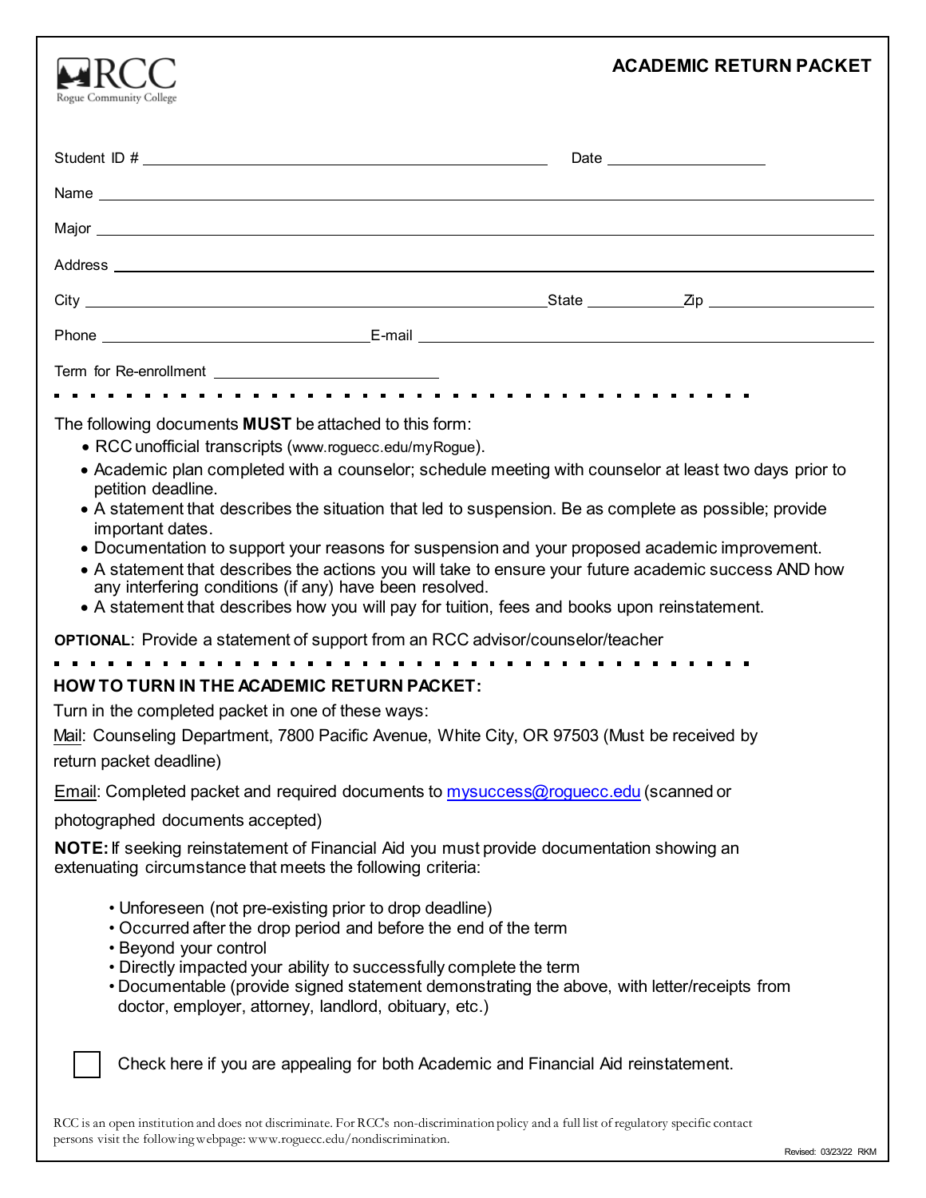RCC
Rogue Community College

# ACADEMIC RETURN PACKET

Student ID # ______________________________ Date ____________

Name ______________________________________________

Major ______________________________________________

Address ______________________________________________

City ______________________________ State __________ Zip ____________

Phone ____________________ E-mail ______________________________

Term for Re-enrollment ____________________

The following documents **MUST** be attached to this form:

- RCC unofficial transcripts (www.roguecc.edu/myRogue).
- Academic plan completed with a counselor; schedule meeting with counselor at least two days prior to petition deadline.
- A statement that describes the situation that led to suspension. Be as complete as possible; provide important dates.
- Documentation to support your reasons for suspension and your proposed academic improvement.
- A statement that describes the actions you will take to ensure your future academic success AND how any interfering conditions (if any) have been resolved.
- A statement that describes how you will pay for tuition, fees and books upon reinstatement.

**OPTIONAL**: Provide a statement of support from an RCC advisor/counselor/teacher

## HOW TO TURN IN THE ACADEMIC RETURN PACKET:

Turn in the completed packet in one of these ways:

Mail: Counseling Department, 7800 Pacific Avenue, White City, OR 97503 (Must be received by return packet deadline)

Email: Completed packet and required documents to mysuccess@roguecc.edu (scanned or photographed documents accepted)

**NOTE:** If seeking reinstatement of Financial Aid you must provide documentation showing an extenuating circumstance that meets the following criteria:

- Unforeseen (not pre-existing prior to drop deadline)
- Occurred after the drop period and before the end of the term
- Beyond your control
- Directly impacted your ability to successfully complete the term
- Documentable (provide signed statement demonstrating the above, with letter/receipts from doctor, employer, attorney, landlord, obituary, etc.)

☐ Check here if you are appealing for both Academic and Financial Aid reinstatement.

RCC is an open institution and does not discriminate. For RCC's non-discrimination policy and a full list of regulatory specific contact persons visit the following webpage: www.roguecc.edu/nondiscrimination.

Revised: 03/23/22 RKM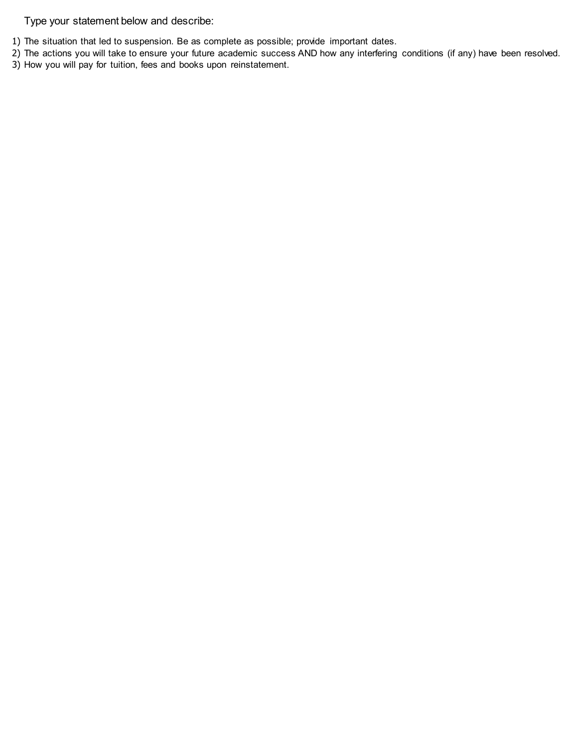Type your statement below and describe:

1) The situation that led to suspension. Be as complete as possible; provide important dates.
2) The actions you will take to ensure your future academic success AND how any interfering conditions (if any) have been resolved.
3) How you will pay for tuition, fees and books upon reinstatement.